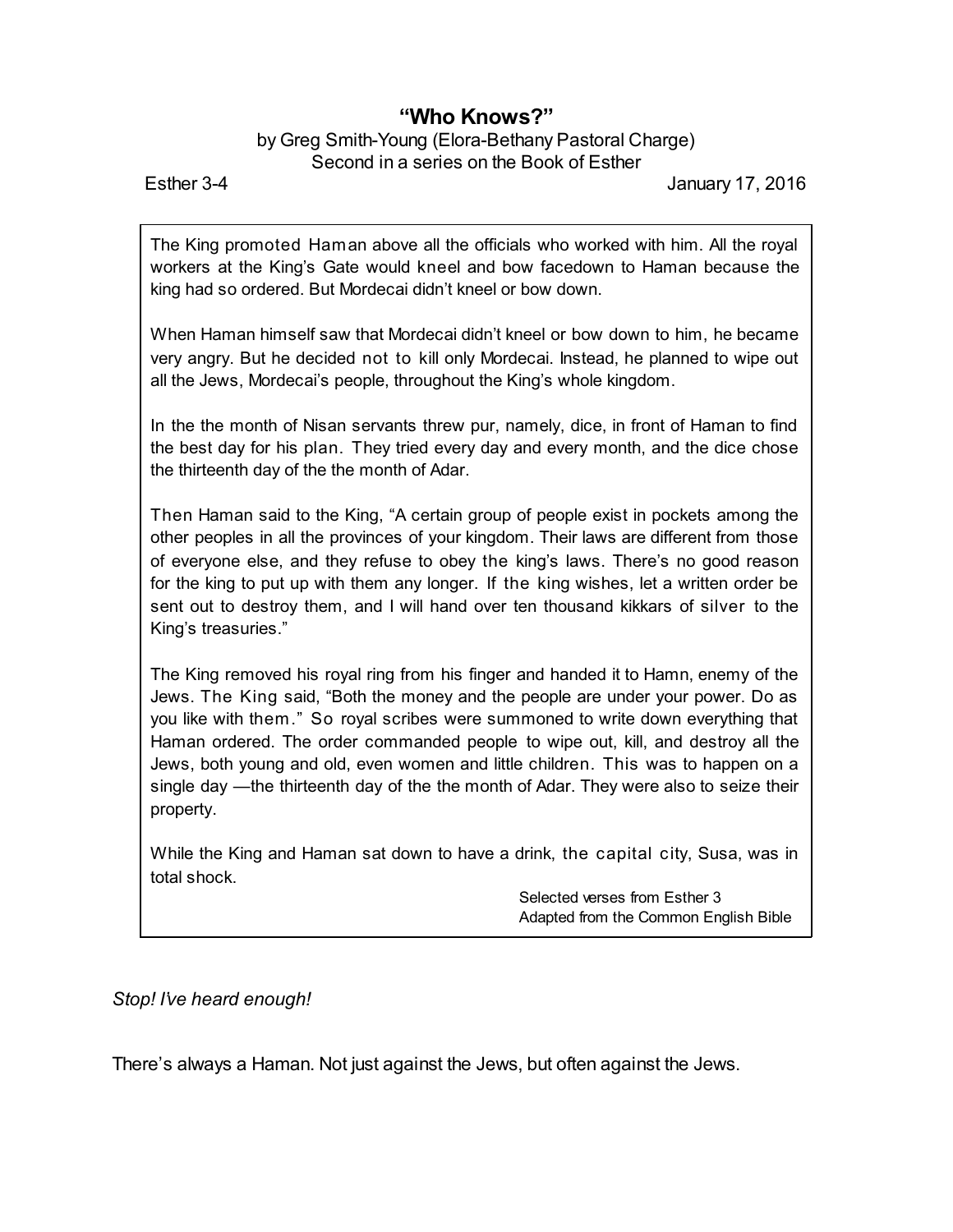# "Who Knows?"

by Greg Smith-Young (Elora-Bethany Pastoral Charge)
Second in a series on the Book of Esther

Esther 3-4 January 17, 2016

> The King promoted Haman above all the officials who worked with him. All the royal workers at the King's Gate would kneel and bow facedown to Haman because the king had so ordered. But Mordecai didn't kneel or bow down.
>
> When Haman himself saw that Mordecai didn't kneel or bow down to him, he became very angry. But he decided not to kill only Mordecai. Instead, he planned to wipe out all the Jews, Mordecai's people, throughout the King's whole kingdom.
>
> In the the month of Nisan servants threw pur, namely, dice, in front of Haman to find the best day for his plan. They tried every day and every month, and the dice chose the thirteenth day of the the month of Adar.
>
> Then Haman said to the King, "A certain group of people exist in pockets among the other peoples in all the provinces of your kingdom. Their laws are different from those of everyone else, and they refuse to obey the king's laws. There's no good reason for the king to put up with them any longer. If the king wishes, let a written order be sent out to destroy them, and I will hand over ten thousand kikkars of silver to the King's treasuries."
>
> The King removed his royal ring from his finger and handed it to Hamn, enemy of the Jews. The King said, "Both the money and the people are under your power. Do as you like with them." So royal scribes were summoned to write down everything that Haman ordered. The order commanded people to wipe out, kill, and destroy all the Jews, both young and old, even women and little children. This was to happen on a single day —the thirteenth day of the the month of Adar. They were also to seize their property.
>
> While the King and Haman sat down to have a drink, the capital city, Susa, was in total shock.
>
> Selected verses from Esther 3
> Adapted from the Common English Bible

*Stop! I've heard enough!*

There's always a Haman. Not just against the Jews, but often against the Jews.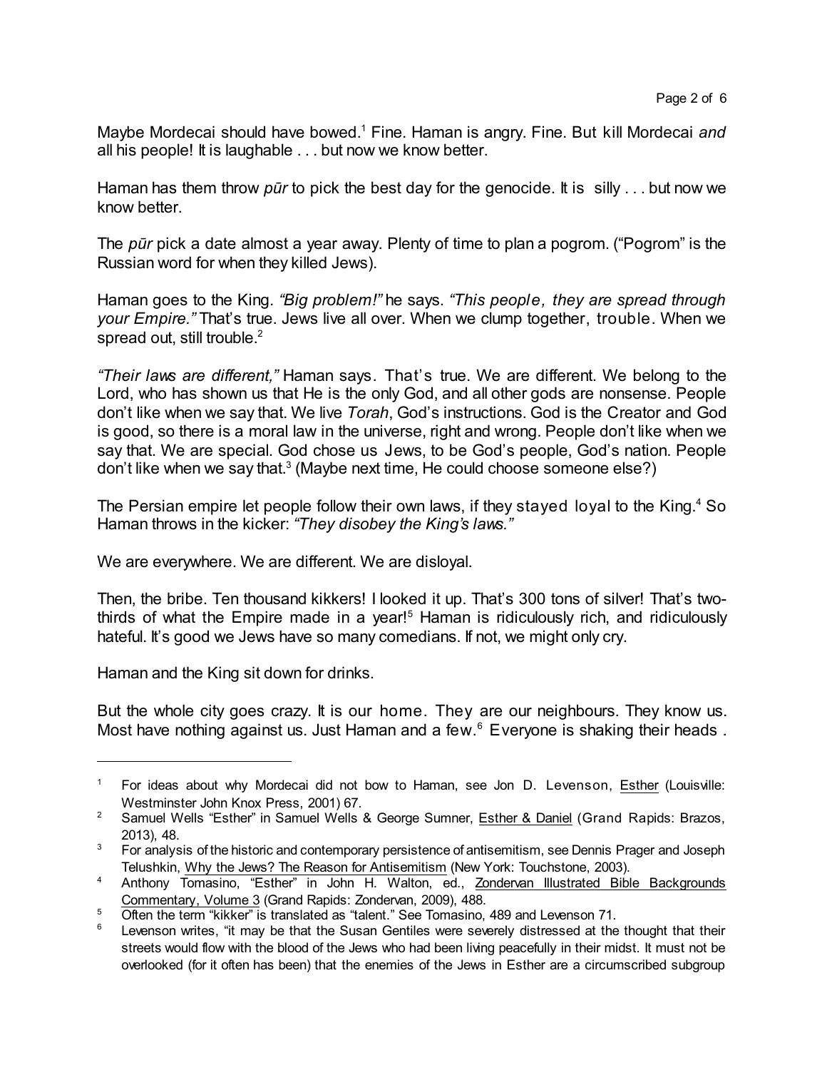Maybe Mordecai should have bowed.[1] Fine. Haman is angry. Fine. But kill Mordecai *and* all his people! It is laughable . . . but now we know better.

Haman has them throw *pūr* to pick the best day for the genocide. It is silly . . . but now we know better.

The *pūr* pick a date almost a year away. Plenty of time to plan a pogrom. ("Pogrom" is the Russian word for when they killed Jews).

Haman goes to the King. *"Big problem!"* he says. *"This people, they are spread through your Empire."* That's true. Jews live all over. When we clump together, trouble. When we spread out, still trouble.[2]

*"Their laws are different,"* Haman says. That's true. We are different. We belong to the Lord, who has shown us that He is the only God, and all other gods are nonsense. People don't like when we say that. We live *Torah*, God's instructions. God is the Creator and God is good, so there is a moral law in the universe, right and wrong. People don't like when we say that. We are special. God chose us Jews, to be God's people, God's nation. People don't like when we say that.[3] (Maybe next time, He could choose someone else?)

The Persian empire let people follow their own laws, if they stayed loyal to the King.[4] So Haman throws in the kicker: *"They disobey the King's laws."*

We are everywhere. We are different. We are disloyal.

Then, the bribe. Ten thousand kikkers! I looked it up. That's 300 tons of silver! That's two-thirds of what the Empire made in a year![5] Haman is ridiculously rich, and ridiculously hateful. It's good we Jews have so many comedians. If not, we might only cry.

Haman and the King sit down for drinks.

But the whole city goes crazy. It is our home. They are our neighbours. They know us. Most have nothing against us. Just Haman and a few.[6] Everyone is shaking their heads .

---

[1] For ideas about why Mordecai did not bow to Haman, see Jon D. Levenson, Esther (Louisville: Westminster John Knox Press, 2001) 67.

[2] Samuel Wells "Esther" in Samuel Wells & George Sumner, Esther & Daniel (Grand Rapids: Brazos, 2013), 48.

[3] For analysis of the historic and contemporary persistence of antisemitism, see Dennis Prager and Joseph Telushkin, Why the Jews? The Reason for Antisemitism (New York: Touchstone, 2003).

[4] Anthony Tomasino, "Esther" in John H. Walton, ed., Zondervan Illustrated Bible Backgrounds Commentary, Volume 3 (Grand Rapids: Zondervan, 2009), 488.

[5] Often the term "kikker" is translated as "talent." See Tomasino, 489 and Levenson 71.

[6] Levenson writes, "it may be that the Susan Gentiles were severely distressed at the thought that their streets would flow with the blood of the Jews who had been living peacefully in their midst. It must not be overlooked (for it often has been) that the enemies of the Jews in Esther are a circumscribed subgroup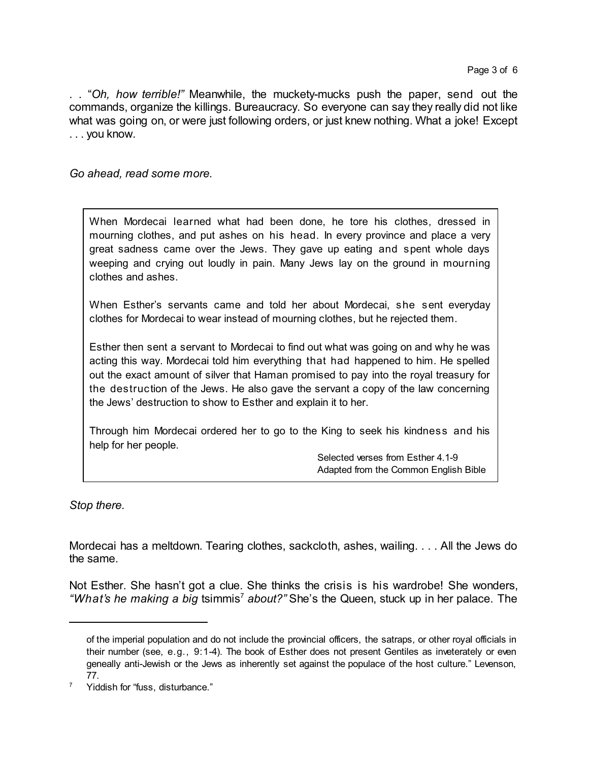. . "*Oh, how terrible!"* Meanwhile, the muckety-mucks push the paper, send out the commands, organize the killings. Bureaucracy. So everyone can say they really did not like what was going on, or were just following orders, or just knew nothing. What a joke! Except . . . you know.

*Go ahead, read some more.*

> When Mordecai learned what had been done, he tore his clothes, dressed in mourning clothes, and put ashes on his head. In every province and place a very great sadness came over the Jews. They gave up eating and spent whole days weeping and crying out loudly in pain. Many Jews lay on the ground in mourning clothes and ashes.
>
> When Esther's servants came and told her about Mordecai, she sent everyday clothes for Mordecai to wear instead of mourning clothes, but he rejected them.
>
> Esther then sent a servant to Mordecai to find out what was going on and why he was acting this way. Mordecai told him everything that had happened to him. He spelled out the exact amount of silver that Haman promised to pay into the royal treasury for the destruction of the Jews. He also gave the servant a copy of the law concerning the Jews' destruction to show to Esther and explain it to her.
>
> Through him Mordecai ordered her to go to the King to seek his kindness and his help for her people.
>
> Selected verses from Esther 4.1-9
> Adapted from the Common English Bible

*Stop there.*

Mordecai has a meltdown. Tearing clothes, sackcloth, ashes, wailing. . . . All the Jews do the same.

Not Esther. She hasn't got a clue. She thinks the crisis is his wardrobe! She wonders, *"What's he making a big* tsimmis[7] *about?"* She's the Queen, stuck up in her palace. The

---

of the imperial population and do not include the provincial officers, the satraps, or other royal officials in their number (see, e.g., 9:1-4). The book of Esther does not present Gentiles as inveterately or even geneally anti-Jewish or the Jews as inherently set against the populace of the host culture." Levenson, 77.

[7] Yiddish for "fuss, disturbance."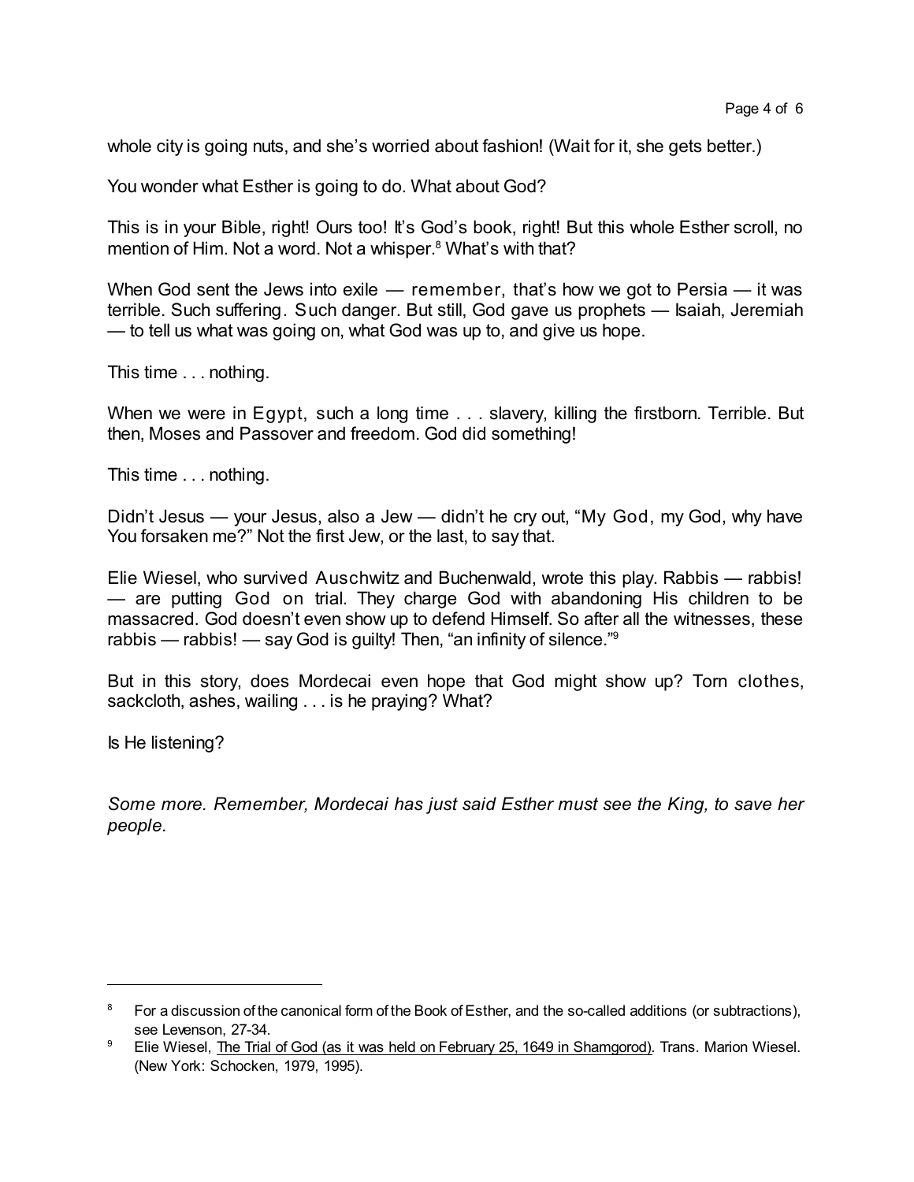whole city is going nuts, and she's worried about fashion! (Wait for it, she gets better.)

You wonder what Esther is going to do. What about God?

This is in your Bible, right! Ours too! It's God's book, right! But this whole Esther scroll, no mention of Him. Not a word. Not a whisper.[8] What's with that?

When God sent the Jews into exile — remember, that's how we got to Persia — it was terrible. Such suffering. Such danger. But still, God gave us prophets — Isaiah, Jeremiah — to tell us what was going on, what God was up to, and give us hope.

This time . . . nothing.

When we were in Egypt, such a long time . . . slavery, killing the firstborn. Terrible. But then, Moses and Passover and freedom. God did something!

This time . . . nothing.

Didn't Jesus — your Jesus, also a Jew — didn't he cry out, "My God, my God, why have You forsaken me?" Not the first Jew, or the last, to say that.

Elie Wiesel, who survived Auschwitz and Buchenwald, wrote this play. Rabbis — rabbis! — are putting God on trial. They charge God with abandoning His children to be massacred. God doesn't even show up to defend Himself. So after all the witnesses, these rabbis — rabbis! — say God is guilty! Then, "an infinity of silence."[9]

But in this story, does Mordecai even hope that God might show up? Torn clothes, sackcloth, ashes, wailing . . . is he praying? What?

Is He listening?

*Some more. Remember, Mordecai has just said Esther must see the King, to save her people.*

---

[8] For a discussion of the canonical form of the Book of Esther, and the so-called additions (or subtractions), see Levenson, 27-34.

[9] Elie Wiesel, The Trial of God (as it was held on February 25, 1649 in Shamgorod). Trans. Marion Wiesel. (New York: Schocken, 1979, 1995).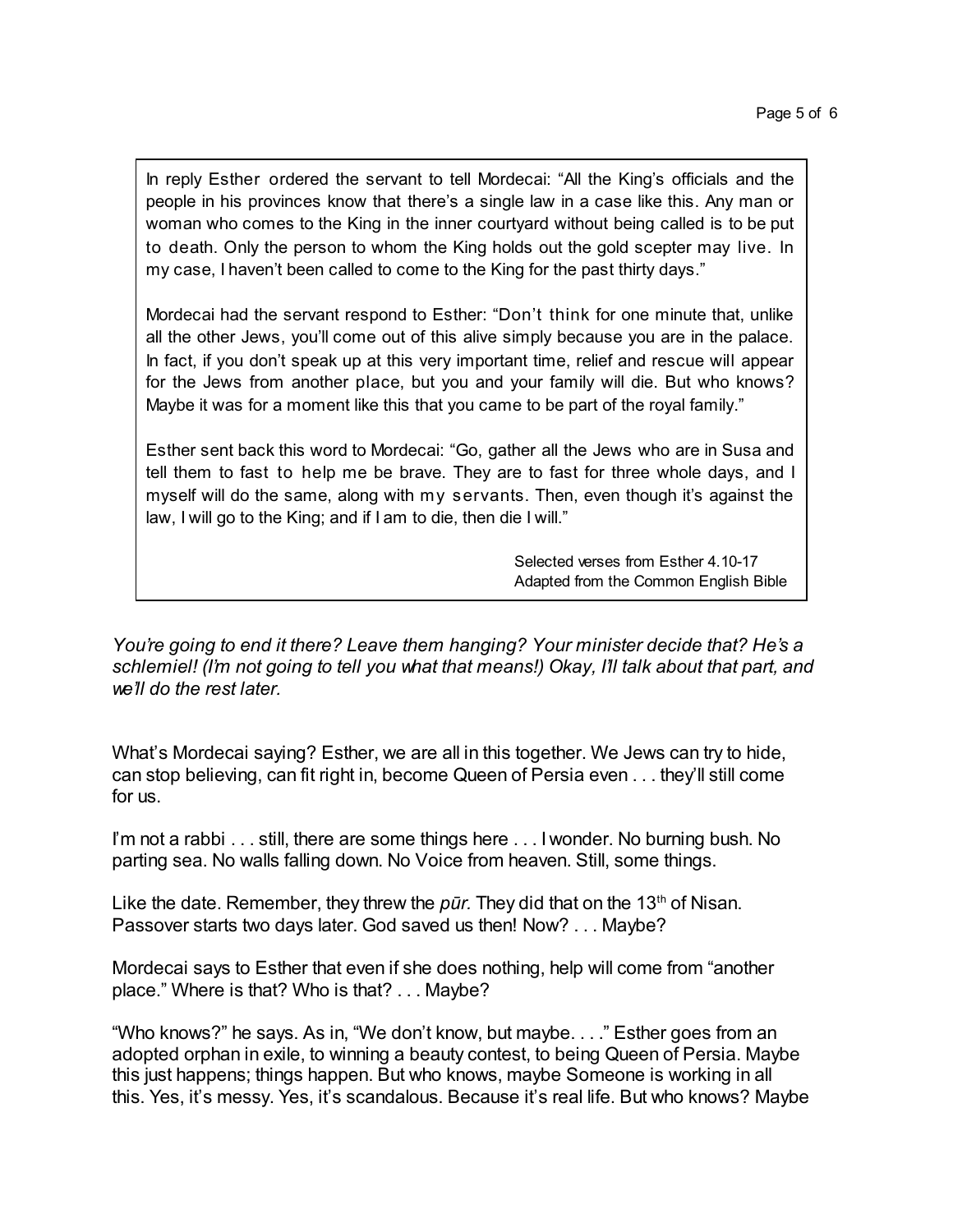In reply Esther ordered the servant to tell Mordecai: “All the King’s officials and the people in his provinces know that there’s a single law in a case like this. Any man or woman who comes to the King in the inner courtyard without being called is to be put to death. Only the person to whom the King holds out the gold scepter may live. In my case, I haven’t been called to come to the King for the past thirty days.”

Mordecai had the servant respond to Esther: “Don’t think for one minute that, unlike all the other Jews, you’ll come out of this alive simply because you are in the palace. In fact, if you don’t speak up at this very important time, relief and rescue will appear for the Jews from another place, but you and your family will die. But who knows? Maybe it was for a moment like this that you came to be part of the royal family.”

Esther sent back this word to Mordecai: “Go, gather all the Jews who are in Susa and tell them to fast to help me be brave. They are to fast for three whole days, and I myself will do the same, along with my servants. Then, even though it’s against the law, I will go to the King; and if I am to die, then die I will.”

Selected verses from Esther 4.10-17
Adapted from the Common English Bible

*You’re going to end it there? Leave them hanging? Your minister decide that? He’s a schlemiel! (I’m not going to tell you what that means!) Okay, I’ll talk about that part, and we’ll do the rest later.*

What’s Mordecai saying? Esther, we are all in this together. We Jews can try to hide, can stop believing, can fit right in, become Queen of Persia even . . . they’ll still come for us.

I’m not a rabbi . . . still, there are some things here . . . I wonder. No burning bush. No parting sea. No walls falling down. No Voice from heaven. Still, some things.

Like the date. Remember, they threw the *pūr*. They did that on the 13th of Nisan. Passover starts two days later. God saved us then! Now? . . . Maybe?

Mordecai says to Esther that even if she does nothing, help will come from “another place.” Where is that? Who is that? . . . Maybe?

“Who knows?” he says. As in, “We don’t know, but maybe. . . .” Esther goes from an adopted orphan in exile, to winning a beauty contest, to being Queen of Persia. Maybe this just happens; things happen. But who knows, maybe Someone is working in all this. Yes, it’s messy. Yes, it’s scandalous. Because it’s real life. But who knows? Maybe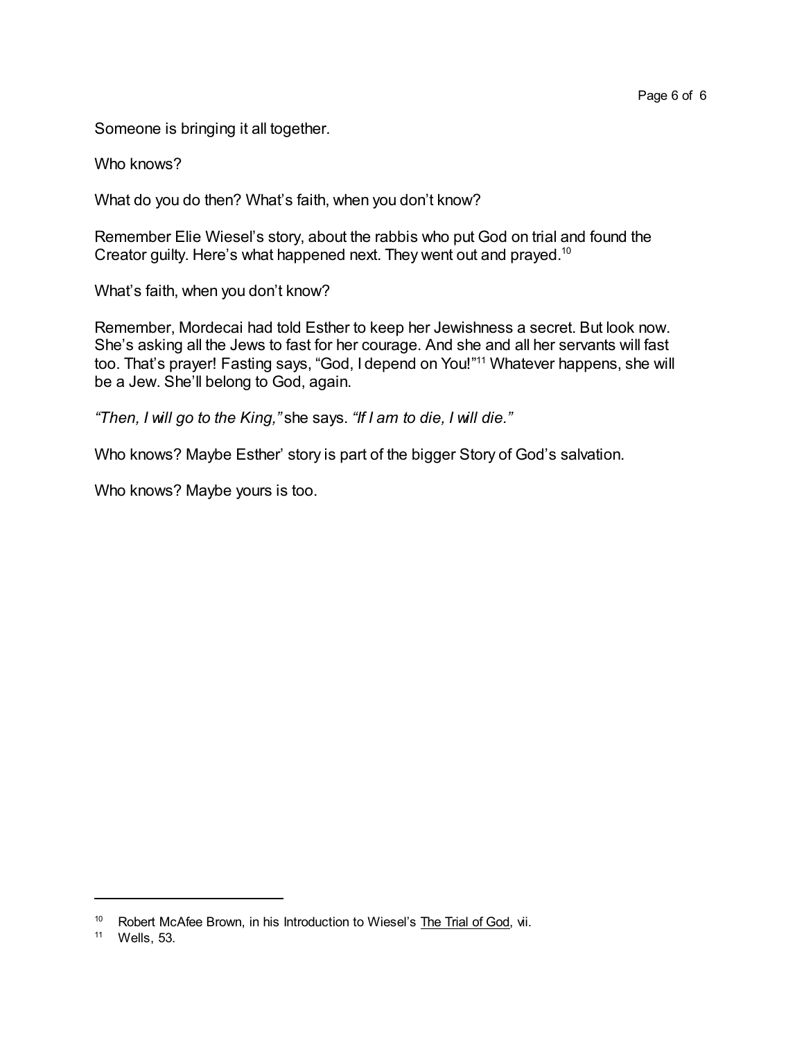Someone is bringing it all together.

Who knows?

What do you do then? What's faith, when you don't know?

Remember Elie Wiesel's story, about the rabbis who put God on trial and found the Creator guilty. Here's what happened next. They went out and prayed.[10]

What's faith, when you don't know?

Remember, Mordecai had told Esther to keep her Jewishness a secret. But look now. She's asking all the Jews to fast for her courage. And she and all her servants will fast too. That's prayer! Fasting says, "God, I depend on You!"[11] Whatever happens, she will be a Jew. She'll belong to God, again.

*"Then, I will go to the King,"* she says. *"If I am to die, I will die."*

Who knows? Maybe Esther' story is part of the bigger Story of God's salvation.

Who knows? Maybe yours is too.

---

[10] Robert McAfee Brown, in his Introduction to Wiesel's The Trial of God, vii.

[11] Wells, 53.